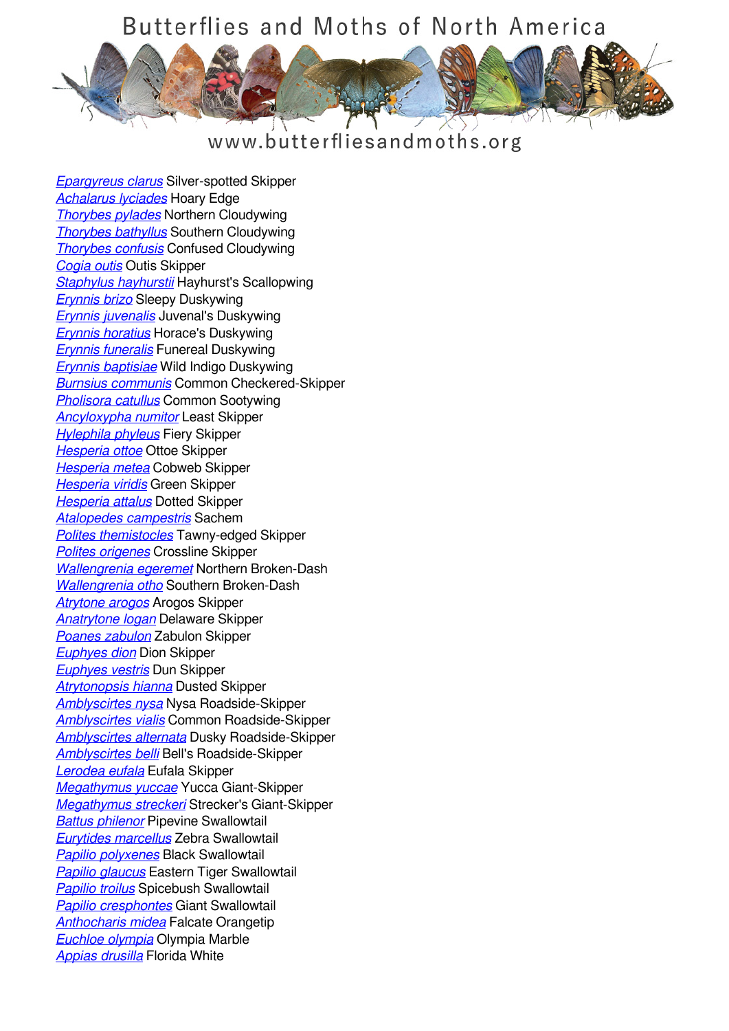# Butterflies and Moths of North America

www.butterfliesandmoths.org

[*Epargyreus clarus*] Silver-spotted Skipper
[*Achalarus lyciades*] Hoary Edge
[*Thorybes pylades*] Northern Cloudywing
[*Thorybes bathyllus*] Southern Cloudywing
[*Thorybes confusis*] Confused Cloudywing
[*Cogia outis*] Outis Skipper
[*Staphylus hayhurstii*] Hayhurst's Scallopwing
[*Erynnis brizo*] Sleepy Duskywing
[*Erynnis juvenalis*] Juvenal's Duskywing
[*Erynnis horatius*] Horace's Duskywing
[*Erynnis funeralis*] Funereal Duskywing
[*Erynnis baptisiae*] Wild Indigo Duskywing
[*Burnsius communis*] Common Checkered-Skipper
[*Pholisora catullus*] Common Sootywing
[*Ancyloxypha numitor*] Least Skipper
[*Hylephila phyleus*] Fiery Skipper
[*Hesperia ottoe*] Ottoe Skipper
[*Hesperia metea*] Cobweb Skipper
[*Hesperia viridis*] Green Skipper
[*Hesperia attalus*] Dotted Skipper
[*Atalopedes campestris*] Sachem
[*Polites themistocles*] Tawny-edged Skipper
[*Polites origenes*] Crossline Skipper
[*Wallengrenia egeremet*] Northern Broken-Dash
[*Wallengrenia otho*] Southern Broken-Dash
[*Atrytone arogos*] Arogos Skipper
[*Anatrytone logan*] Delaware Skipper
[*Poanes zabulon*] Zabulon Skipper
[*Euphyes dion*] Dion Skipper
[*Euphyes vestris*] Dun Skipper
[*Atrytonopsis hianna*] Dusted Skipper
[*Amblyscirtes nysa*] Nysa Roadside-Skipper
[*Amblyscirtes vialis*] Common Roadside-Skipper
[*Amblyscirtes alternata*] Dusky Roadside-Skipper
[*Amblyscirtes belli*] Bell's Roadside-Skipper
[*Lerodea eufala*] Eufala Skipper
[*Megathymus yuccae*] Yucca Giant-Skipper
[*Megathymus streckeri*] Strecker's Giant-Skipper
[*Battus philenor*] Pipevine Swallowtail
[*Eurytides marcellus*] Zebra Swallowtail
[*Papilio polyxenes*] Black Swallowtail
[*Papilio glaucus*] Eastern Tiger Swallowtail
[*Papilio troilus*] Spicebush Swallowtail
[*Papilio cresphontes*] Giant Swallowtail
[*Anthocharis midea*] Falcate Orangetip
[*Euchloe olympia*] Olympia Marble
[*Appias drusilla*] Florida White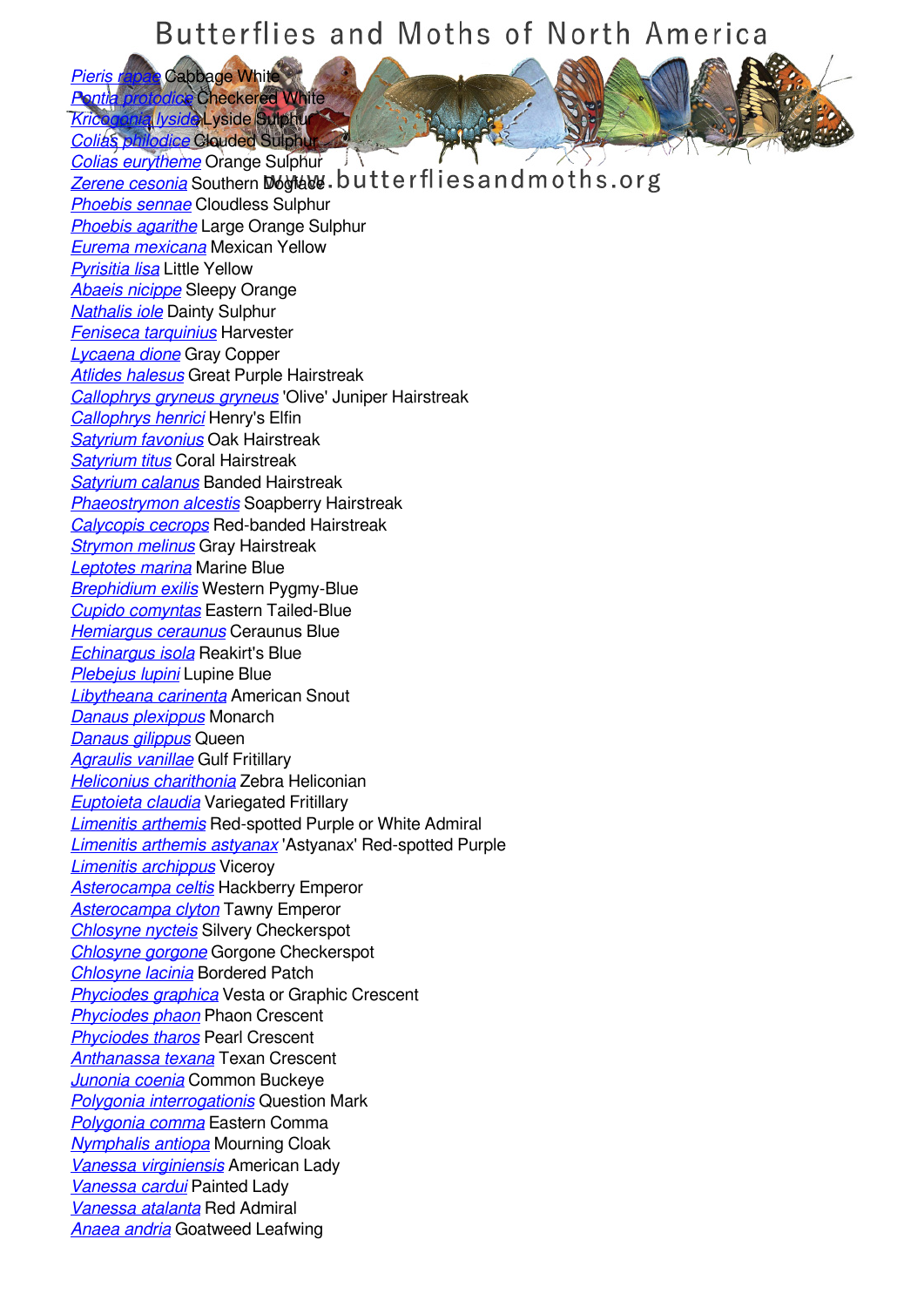Pieris rapae Cabbage White
Pontia protodice Checkered White
Kricogonia lyside Lyside Sulphur
Colias philodice Clouded Sulphur
Colias eurytheme Orange Sulphur
Zerene cesonia Southern Dogface
Phoebis sennae Cloudless Sulphur
Phoebis agarithe Large Orange Sulphur
Eurema mexicana Mexican Yellow
Pyrisitia lisa Little Yellow
Abaeis nicippe Sleepy Orange
Nathalis iole Dainty Sulphur
Feniseca tarquinius Harvester
Lycaena dione Gray Copper
Atlides halesus Great Purple Hairstreak
Callophrys gryneus gryneus 'Olive' Juniper Hairstreak
Callophrys henrici Henry's Elfin
Satyrium favonius Oak Hairstreak
Satyrium titus Coral Hairstreak
Satyrium calanus Banded Hairstreak
Phaeostrymon alcestis Soapberry Hairstreak
Calycopis cecrops Red-banded Hairstreak
Strymon melinus Gray Hairstreak
Leptotes marina Marine Blue
Brephidium exilis Western Pygmy-Blue
Cupido comyntas Eastern Tailed-Blue
Hemiargus ceraunus Ceraunus Blue
Echinargus isola Reakirt's Blue
Plebejus lupini Lupine Blue
Libytheana carinenta American Snout
Danaus plexippus Monarch
Danaus gilippus Queen
Agraulis vanillae Gulf Fritillary
Heliconius charithonia Zebra Heliconian
Euptoieta claudia Variegated Fritillary
Limenitis arthemis Red-spotted Purple or White Admiral
Limenitis arthemis astyanax 'Astyanax' Red-spotted Purple
Limenitis archippus Viceroy
Asterocampa celtis Hackberry Emperor
Asterocampa clyton Tawny Emperor
Chlosyne nycteis Silvery Checkerspot
Chlosyne gorgone Gorgone Checkerspot
Chlosyne lacinia Bordered Patch
Phyciodes graphica Vesta or Graphic Crescent
Phyciodes phaon Phaon Crescent
Phyciodes tharos Pearl Crescent
Anthanassa texana Texan Crescent
Junonia coenia Common Buckeye
Polygonia interrogationis Question Mark
Polygonia comma Eastern Comma
Nymphalis antiopa Mourning Cloak
Vanessa virginiensis American Lady
Vanessa cardui Painted Lady
Vanessa atalanta Red Admiral
Anaea andria Goatweed Leafwing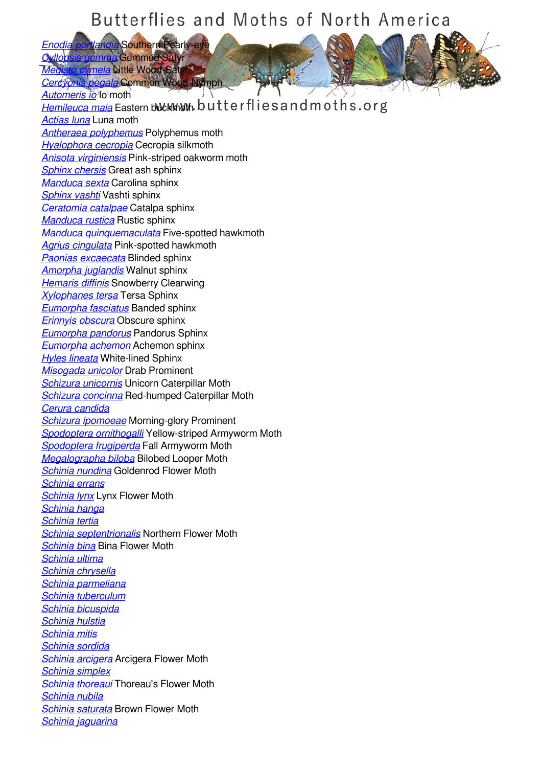*Enodia portlandia* Southern Pearly-eye
*Cyllopsis gemma* Gemmed Satyr
*Megisto cymela* Little Wood Satyr
*Cercyonis pegala* Common Wood-Nymph
*Automeris io* Io moth
*Hemileuca maia* Eastern buckmoth
*Actias luna* Luna moth
*Antheraea polyphemus* Polyphemus moth
*Hyalophora cecropia* Cecropia silkmoth
*Anisota virginiensis* Pink-striped oakworm moth
*Sphinx chersis* Great ash sphinx
*Manduca sexta* Carolina sphinx
*Sphinx vashti* Vashti sphinx
*Ceratomia catalpae* Catalpa sphinx
*Manduca rustica* Rustic sphinx
*Manduca quinquemaculata* Five-spotted hawkmoth
*Agrius cingulata* Pink-spotted hawkmoth
*Paonias excaecata* Blinded sphinx
*Amorpha juglandis* Walnut sphinx
*Hemaris diffinis* Snowberry Clearwing
*Xylophanes tersa* Tersa Sphinx
*Eumorpha fasciatus* Banded sphinx
*Erinnyis obscura* Obscure sphinx
*Eumorpha pandorus* Pandorus Sphinx
*Eumorpha achemon* Achemon sphinx
*Hyles lineata* White-lined Sphinx
*Misogada unicolor* Drab Prominent
*Schizura unicornis* Unicorn Caterpillar Moth
*Schizura concinna* Red-humped Caterpillar Moth
*Cerura candida*
*Schizura ipomoeae* Morning-glory Prominent
*Spodoptera ornithogalli* Yellow-striped Armyworm Moth
*Spodoptera frugiperda* Fall Armyworm Moth
*Megalographa biloba* Bilobed Looper Moth
*Schinia nundina* Goldenrod Flower Moth
*Schinia errans*
*Schinia lynx* Lynx Flower Moth
*Schinia hanga*
*Schinia tertia*
*Schinia septentrionalis* Northern Flower Moth
*Schinia bina* Bina Flower Moth
*Schinia ultima*
*Schinia chrysella*
*Schinia parmeliana*
*Schinia tuberculum*
*Schinia bicuspida*
*Schinia hulstia*
*Schinia mitis*
*Schinia sordida*
*Schinia arcigera* Arcigera Flower Moth
*Schinia simplex*
*Schinia thoreaui* Thoreau's Flower Moth
*Schinia nubila*
*Schinia saturata* Brown Flower Moth
*Schinia jaguarina*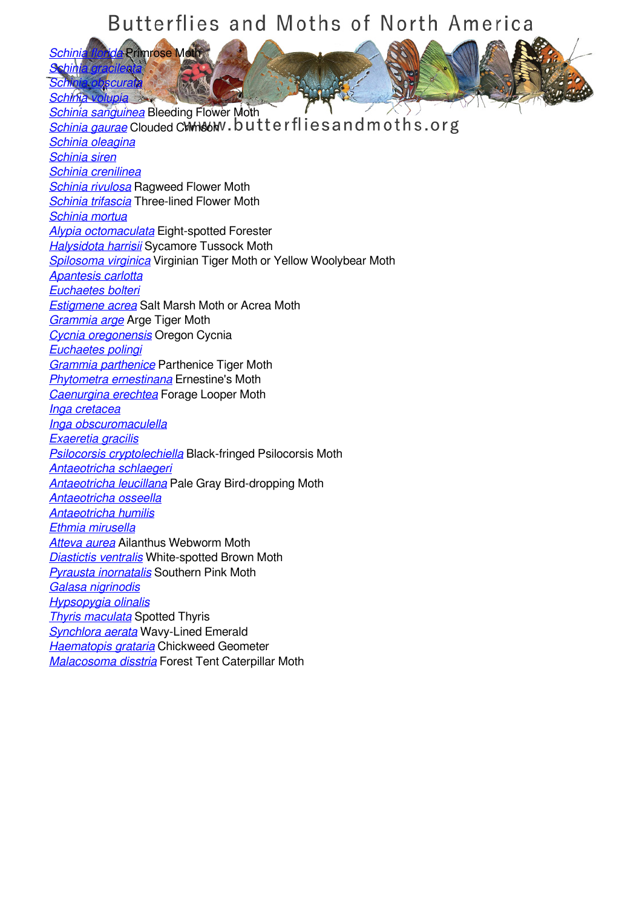*Schinia florida* Primrose Moth
*Schinia gracilenta*
*Schinia obscurata*
*Schinia volupia*
*Schinia sanguinea* Bleeding Flower Moth
*Schinia gaurae* Clouded Crimson
*Schinia oleagina*
*Schinia siren*
*Schinia crenilinea*
*Schinia rivulosa* Ragweed Flower Moth
*Schinia trifascia* Three-lined Flower Moth
*Schinia mortua*
*Alypia octomaculata* Eight-spotted Forester
*Halysidota harrisii* Sycamore Tussock Moth
*Spilosoma virginica* Virginian Tiger Moth or Yellow Woolybear Moth
*Apantesis carlotta*
*Euchaetes bolteri*
*Estigmene acrea* Salt Marsh Moth or Acrea Moth
*Grammia arge* Arge Tiger Moth
*Cycnia oregonensis* Oregon Cycnia
*Euchaetes polingi*
*Grammia parthenice* Parthenice Tiger Moth
*Phytometra ernestinana* Ernestine's Moth
*Caenurgina erechtea* Forage Looper Moth
*Inga cretacea*
*Inga obscuromaculella*
*Exaeretia gracilis*
*Psilocorsis cryptolechiella* Black-fringed Psilocorsis Moth
*Antaeotricha schlaegeri*
*Antaeotricha leucillana* Pale Gray Bird-dropping Moth
*Antaeotricha osseella*
*Antaeotricha humilis*
*Ethmia mirusella*
*Atteva aurea* Ailanthus Webworm Moth
*Diastictis ventralis* White-spotted Brown Moth
*Pyrausta inornatalis* Southern Pink Moth
*Galasa nigrinodis*
*Hypsopygia olinalis*
*Thyris maculata* Spotted Thyris
*Synchlora aerata* Wavy-Lined Emerald
*Haematopis grataria* Chickweed Geometer
*Malacosoma disstria* Forest Tent Caterpillar Moth